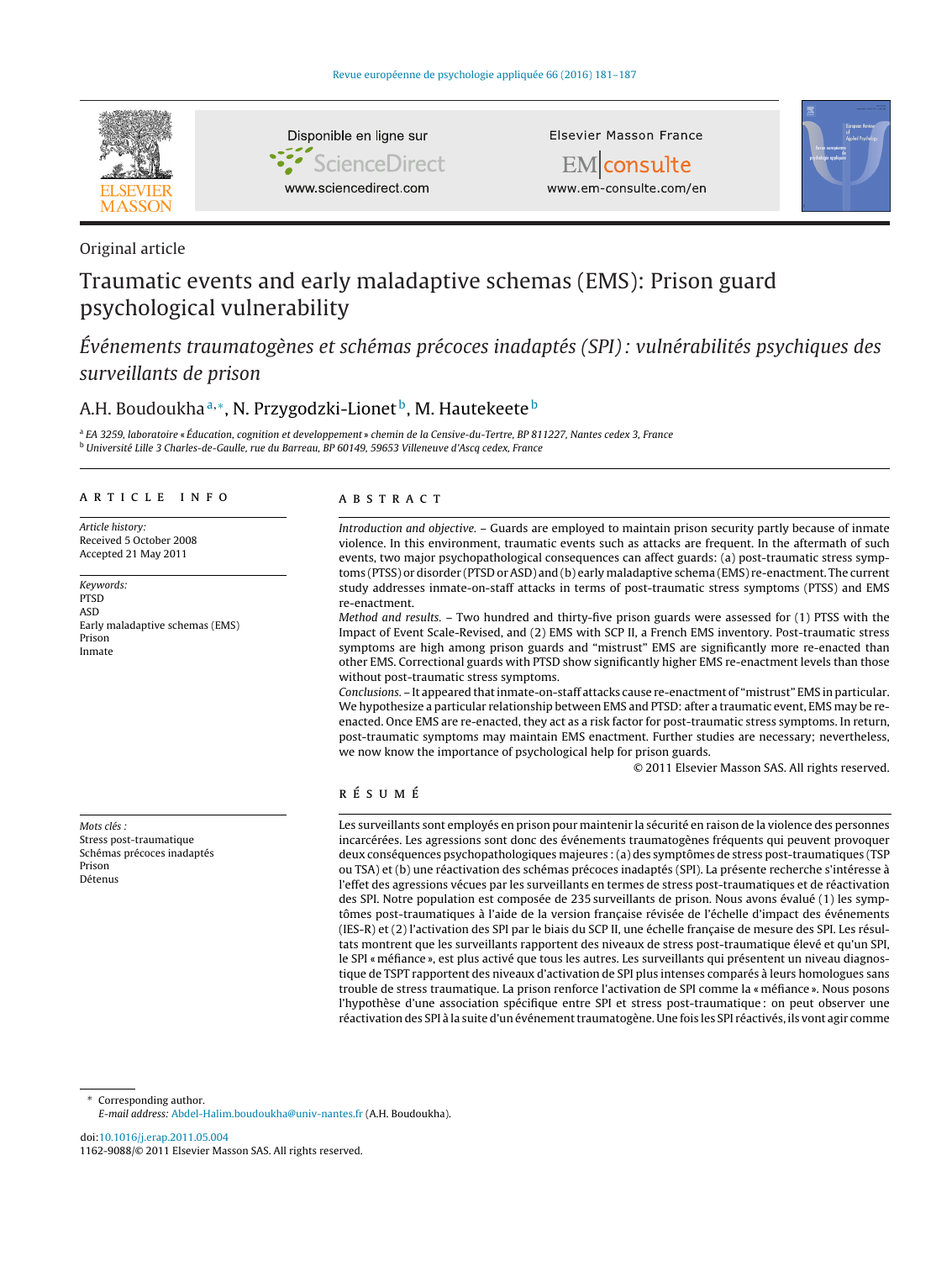Original article

# Traumatic events and early maladaptive schemas (EMS): Prison guard psychological vulnerability

## *Événements traumatogènes et schémas précoces inadaptés (SPI) : vulnérabilités psychiques des surveillants de prison*

A.H. Boudoukha[a,*], N. Przygodzki-Lionet[b], M. Hautekeete[b]

[a] EA 3259, laboratoire « Éducation, cognition et developpement » chemin de la Censive-du-Tertre, BP 811227, Nantes cedex 3, France
[b] Université Lille 3 Charles-de-Gaulle, rue du Barreau, BP 60149, 59653 Villeneuve d'Ascq cedex, France

### ARTICLE INFO

*Article history:*
Received 5 October 2008
Accepted 21 May 2011

*Keywords:*
PTSD
ASD
Early maladaptive schemas (EMS)
Prison
Inmate

*Mots clés :*
Stress post-traumatique
Schémas précoces inadaptés
Prison
Détenus

### ABSTRACT

*Introduction and objective.* – Guards are employed to maintain prison security partly because of inmate violence. In this environment, traumatic events such as attacks are frequent. In the aftermath of such events, two major psychopathological consequences can affect guards: (a) post-traumatic stress symptoms (PTSS) or disorder (PTSD or ASD) and (b) early maladaptive schema (EMS) re-enactment. The current study addresses inmate-on-staff attacks in terms of post-traumatic stress symptoms (PTSS) and EMS re-enactment.

*Method and results.* – Two hundred and thirty-five prison guards were assessed for (1) PTSS with the Impact of Event Scale-Revised, and (2) EMS with SCP II, a French EMS inventory. Post-traumatic stress symptoms are high among prison guards and "mistrust" EMS are significantly more re-enacted than other EMS. Correctional guards with PTSD show significantly higher EMS re-enactment levels than those without post-traumatic stress symptoms.

*Conclusions.* – It appeared that inmate-on-staff attacks cause re-enactment of "mistrust" EMS in particular. We hypothesize a particular relationship between EMS and PTSD: after a traumatic event, EMS may be re-enacted. Once EMS are re-enacted, they act as a risk factor for post-traumatic stress symptoms. In return, post-traumatic symptoms may maintain EMS enactment. Further studies are necessary; nevertheless, we now know the importance of psychological help for prison guards.

© 2011 Elsevier Masson SAS. All rights reserved.

### RÉSUMÉ

Les surveillants sont employés en prison pour maintenir la sécurité en raison de la violence des personnes incarcérées. Les agressions sont donc des événements traumatogènes fréquents qui peuvent provoquer deux conséquences psychopathologiques majeures : (a) des symptômes de stress post-traumatiques (TSP ou TSA) et (b) une réactivation des schémas précoces inadaptés (SPI). La présente recherche s'intéresse à l'effet des agressions vécues par les surveillants en termes de stress post-traumatiques et de réactivation des SPI. Notre population est composée de 235 surveillants de prison. Nous avons évalué (1) les symptômes post-traumatiques à l'aide de la version française révisée de l'échelle d'impact des événements (IES-R) et (2) l'activation des SPI par le biais du SCP II, une échelle française de mesure des SPI. Les résultats montrent que les surveillants rapportent des niveaux de stress post-traumatique élevé et qu'un SPI, le SPI « méfiance », est plus activé que tous les autres. Les surveillants qui présentent un niveau diagnostique de TSPT rapportent des niveaux d'activation de SPI plus intenses comparés à leurs homologues sans trouble de stress traumatique. La prison renforce l'activation de SPI comme la « méfiance ». Nous posons l'hypothèse d'une association spécifique entre SPI et stress post-traumatique : on peut observer une réactivation des SPI à la suite d'un événement traumatogène. Une fois les SPI réactivés, ils vont agir comme

\* Corresponding author.
*E-mail address:* Abdel-Halim.boudoukha@univ-nantes.fr (A.H. Boudoukha).

doi:10.1016/j.erap.2011.05.004
1162-9088/© 2011 Elsevier Masson SAS. All rights reserved.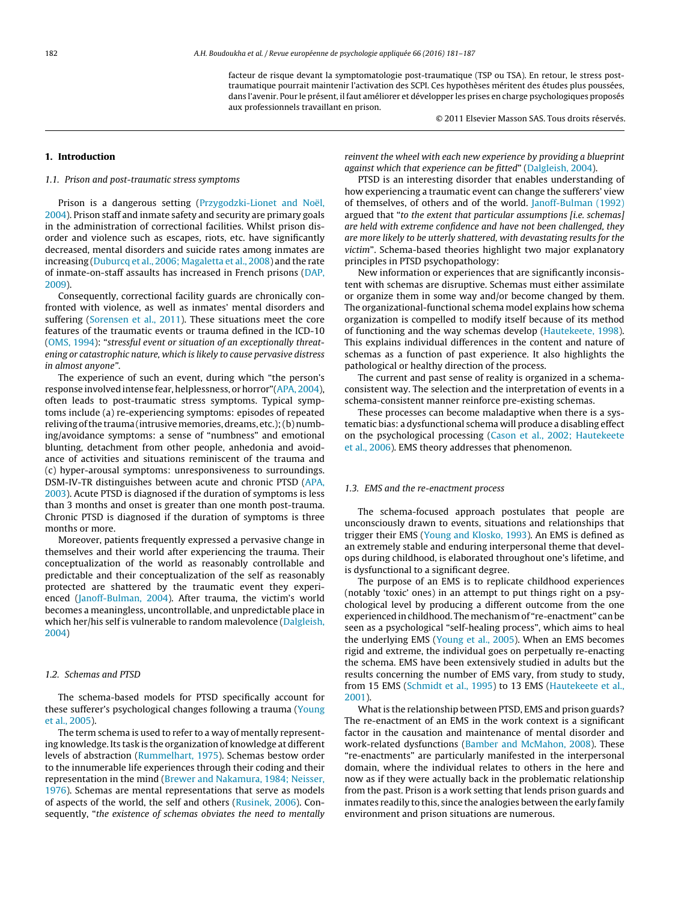facteur de risque devant la symptomatologie post-traumatique (TSP ou TSA). En retour, le stress post-traumatique pourrait maintenir l'activation des SCPI. Ces hypothèses méritent des études plus poussées, dans l'avenir. Pour le présent, il faut améliorer et développer les prises en charge psychologiques proposés aux professionnels travaillant en prison.

© 2011 Elsevier Masson SAS. Tous droits réservés.

## 1. Introduction

### 1.1. Prison and post-traumatic stress symptoms

Prison is a dangerous setting (Przygodzki-Lionet and Noël, 2004). Prison staff and inmate safety and security are primary goals in the administration of correctional facilities. Whilst prison disorder and violence such as escapes, riots, etc. have significantly decreased, mental disorders and suicide rates among inmates are increasing (Duburcq et al., 2006; Magaletta et al., 2008) and the rate of inmate-on-staff assaults has increased in French prisons (DAP, 2009).

Consequently, correctional facility guards are chronically confronted with violence, as well as inmates' mental disorders and suffering (Sorensen et al., 2011). These situations meet the core features of the traumatic events or trauma defined in the ICD-10 (OMS, 1994): "*stressful event or situation of an exceptionally threatening or catastrophic nature, which is likely to cause pervasive distress in almost anyone*".

The experience of such an event, during which "the person's response involved intense fear, helplessness, or horror"(APA, 2004), often leads to post-traumatic stress symptoms. Typical symptoms include (a) re-experiencing symptoms: episodes of repeated reliving of the trauma (intrusive memories, dreams, etc.); (b) numbing/avoidance symptoms: a sense of "numbness" and emotional blunting, detachment from other people, anhedonia and avoidance of activities and situations reminiscent of the trauma and (c) hyper-arousal symptoms: unresponsiveness to surroundings. DSM-IV-TR distinguishes between acute and chronic PTSD (APA, 2003). Acute PTSD is diagnosed if the duration of symptoms is less than 3 months and onset is greater than one month post-trauma. Chronic PTSD is diagnosed if the duration of symptoms is three months or more.

Moreover, patients frequently expressed a pervasive change in themselves and their world after experiencing the trauma. Their conceptualization of the world as reasonably controllable and predictable and their conceptualization of the self as reasonably protected are shattered by the traumatic event they experienced (Janoff-Bulman, 2004). After trauma, the victim's world becomes a meaningless, uncontrollable, and unpredictable place in which her/his self is vulnerable to random malevolence (Dalgleish, 2004)

### 1.2. Schemas and PTSD

The schema-based models for PTSD specifically account for these sufferer's psychological changes following a trauma (Young et al., 2005).

The term schema is used to refer to a way of mentally representing knowledge. Its task is the organization of knowledge at different levels of abstraction (Rummelhart, 1975). Schemas bestow order to the innumerable life experiences through their coding and their representation in the mind (Brewer and Nakamura, 1984; Neisser, 1976). Schemas are mental representations that serve as models of aspects of the world, the self and others (Rusinek, 2006). Consequently, "*the existence of schemas obviates the need to mentally reinvent the wheel with each new experience by providing a blueprint against which that experience can be fitted*" (Dalgleish, 2004).

PTSD is an interesting disorder that enables understanding of how experiencing a traumatic event can change the sufferers' view of themselves, of others and of the world. Janoff-Bulman (1992) argued that "*to the extent that particular assumptions [i.e. schemas] are held with extreme confidence and have not been challenged, they are more likely to be utterly shattered, with devastating results for the victim*". Schema-based theories highlight two major explanatory principles in PTSD psychopathology:

New information or experiences that are significantly inconsistent with schemas are disruptive. Schemas must either assimilate or organize them in some way and/or become changed by them. The organizational-functional schema model explains how schema organization is compelled to modify itself because of its method of functioning and the way schemas develop (Hautekeete, 1998). This explains individual differences in the content and nature of schemas as a function of past experience. It also highlights the pathological or healthy direction of the process.

The current and past sense of reality is organized in a schema-consistent way. The selection and the interpretation of events in a schema-consistent manner reinforce pre-existing schemas.

These processes can become maladaptive when there is a systematic bias: a dysfunctional schema will produce a disabling effect on the psychological processing (Cason et al., 2002; Hautekeete et al., 2006). EMS theory addresses that phenomenon.

### 1.3. EMS and the re-enactment process

The schema-focused approach postulates that people are unconsciously drawn to events, situations and relationships that trigger their EMS (Young and Klosko, 1993). An EMS is defined as an extremely stable and enduring interpersonal theme that develops during childhood, is elaborated throughout one's lifetime, and is dysfunctional to a significant degree.

The purpose of an EMS is to replicate childhood experiences (notably 'toxic' ones) in an attempt to put things right on a psychological level by producing a different outcome from the one experienced in childhood. The mechanism of "re-enactment" can be seen as a psychological "self-healing process", which aims to heal the underlying EMS (Young et al., 2005). When an EMS becomes rigid and extreme, the individual goes on perpetually re-enacting the schema. EMS have been extensively studied in adults but the results concerning the number of EMS vary, from study to study, from 15 EMS (Schmidt et al., 1995) to 13 EMS (Hautekeete et al., 2001).

What is the relationship between PTSD, EMS and prison guards? The re-enactment of an EMS in the work context is a significant factor in the causation and maintenance of mental disorder and work-related dysfunctions (Bamber and McMahon, 2008). These "re-enactments" are particularly manifested in the interpersonal domain, where the individual relates to others in the here and now as if they were actually back in the problematic relationship from the past. Prison is a work setting that lends prison guards and inmates readily to this, since the analogies between the early family environment and prison situations are numerous.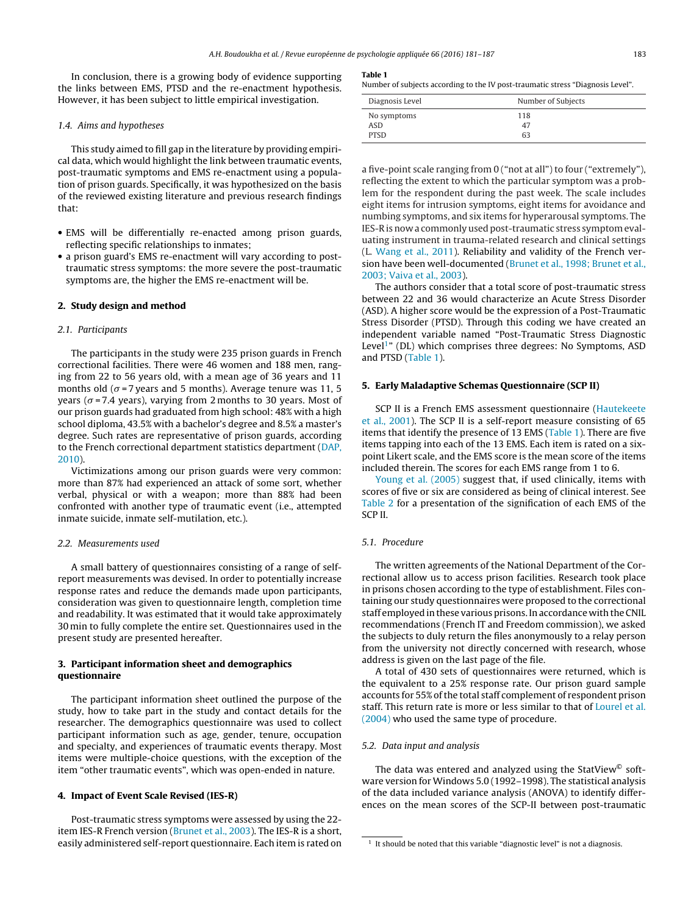In conclusion, there is a growing body of evidence supporting the links between EMS, PTSD and the re-enactment hypothesis. However, it has been subject to little empirical investigation.

### 1.4. Aims and hypotheses

This study aimed to fill gap in the literature by providing empirical data, which would highlight the link between traumatic events, post-traumatic symptoms and EMS re-enactment using a population of prison guards. Specifically, it was hypothesized on the basis of the reviewed existing literature and previous research findings that:

- EMS will be differentially re-enacted among prison guards, reflecting specific relationships to inmates;
- a prison guard's EMS re-enactment will vary according to post-traumatic stress symptoms: the more severe the post-traumatic symptoms are, the higher the EMS re-enactment will be.

## 2. Study design and method

### 2.1. Participants

The participants in the study were 235 prison guards in French correctional facilities. There were 46 women and 188 men, ranging from 22 to 56 years old, with a mean age of 36 years and 11 months old ($\sigma = 7$ years and 5 months). Average tenure was 11, 5 years ($\sigma = 7.4$ years), varying from 2 months to 30 years. Most of our prison guards had graduated from high school: 48% with a high school diploma, 43.5% with a bachelor's degree and 8.5% a master's degree. Such rates are representative of prison guards, according to the French correctional department statistics department (DAP, 2010).

Victimizations among our prison guards were very common: more than 87% had experienced an attack of some sort, whether verbal, physical or with a weapon; more than 88% had been confronted with another type of traumatic event (i.e., attempted inmate suicide, inmate self-mutilation, etc.).

### 2.2. Measurements used

A small battery of questionnaires consisting of a range of self-report measurements was devised. In order to potentially increase response rates and reduce the demands made upon participants, consideration was given to questionnaire length, completion time and readability. It was estimated that it would take approximately 30 min to fully complete the entire set. Questionnaires used in the present study are presented hereafter.

## 3. Participant information sheet and demographics questionnaire

The participant information sheet outlined the purpose of the study, how to take part in the study and contact details for the researcher. The demographics questionnaire was used to collect participant information such as age, gender, tenure, occupation and specialty, and experiences of traumatic events therapy. Most items were multiple-choice questions, with the exception of the item "other traumatic events", which was open-ended in nature.

## 4. Impact of Event Scale Revised (IES-R)

Post-traumatic stress symptoms were assessed by using the 22-item IES-R French version (Brunet et al., 2003). The IES-R is a short, easily administered self-report questionnaire. Each item is rated on a five-point scale ranging from 0 ("not at all") to four ("extremely"), reflecting the extent to which the particular symptom was a problem for the respondent during the past week. The scale includes eight items for intrusion symptoms, eight items for avoidance and numbing symptoms, and six items for hyperarousal symptoms. The IES-R is now a commonly used post-traumatic stress symptom evaluating instrument in trauma-related research and clinical settings (L. Wang et al., 2011). Reliability and validity of the French version have been well-documented (Brunet et al., 1998; Brunet et al., 2003; Vaiva et al., 2003).

**Table 1**
Number of subjects according to the IV post-traumatic stress "Diagnosis Level".

| Diagnosis Level | Number of Subjects |
|---|---|
| No symptoms | 118 |
| ASD | 47 |
| PTSD | 63 |

The authors consider that a total score of post-traumatic stress between 22 and 36 would characterize an Acute Stress Disorder (ASD). A higher score would be the expression of a Post-Traumatic Stress Disorder (PTSD). Through this coding we have created an independent variable named "Post-Traumatic Stress Diagnostic Level[1]" (DL) which comprises three degrees: No Symptoms, ASD and PTSD (Table 1).

## 5. Early Maladaptive Schemas Questionnaire (SCP II)

SCP II is a French EMS assessment questionnaire (Hautekeete et al., 2001). The SCP II is a self-report measure consisting of 65 items that identify the presence of 13 EMS (Table 1). There are five items tapping into each of the 13 EMS. Each item is rated on a six-point Likert scale, and the EMS score is the mean score of the items included therein. The scores for each EMS range from 1 to 6.

Young et al. (2005) suggest that, if used clinically, items with scores of five or six are considered as being of clinical interest. See Table 2 for a presentation of the signification of each EMS of the SCP II.

### 5.1. Procedure

The written agreements of the National Department of the Correctional allow us to access prison facilities. Research took place in prisons chosen according to the type of establishment. Files containing our study questionnaires were proposed to the correctional staff employed in these various prisons. In accordance with the CNIL recommendations (French IT and Freedom commission), we asked the subjects to duly return the files anonymously to a relay person from the university not directly concerned with research, whose address is given on the last page of the file.

A total of 430 sets of questionnaires were returned, which is the equivalent to a 25% response rate. Our prison guard sample accounts for 55% of the total staff complement of respondent prison staff. This return rate is more or less similar to that of Lourel et al. (2004) who used the same type of procedure.

### 5.2. Data input and analysis

The data was entered and analyzed using the StatView© software version for Windows 5.0 (1992–1998). The statistical analysis of the data included variance analysis (ANOVA) to identify differences on the mean scores of the SCP-II between post-traumatic

[1] It should be noted that this variable "diagnostic level" is not a diagnosis.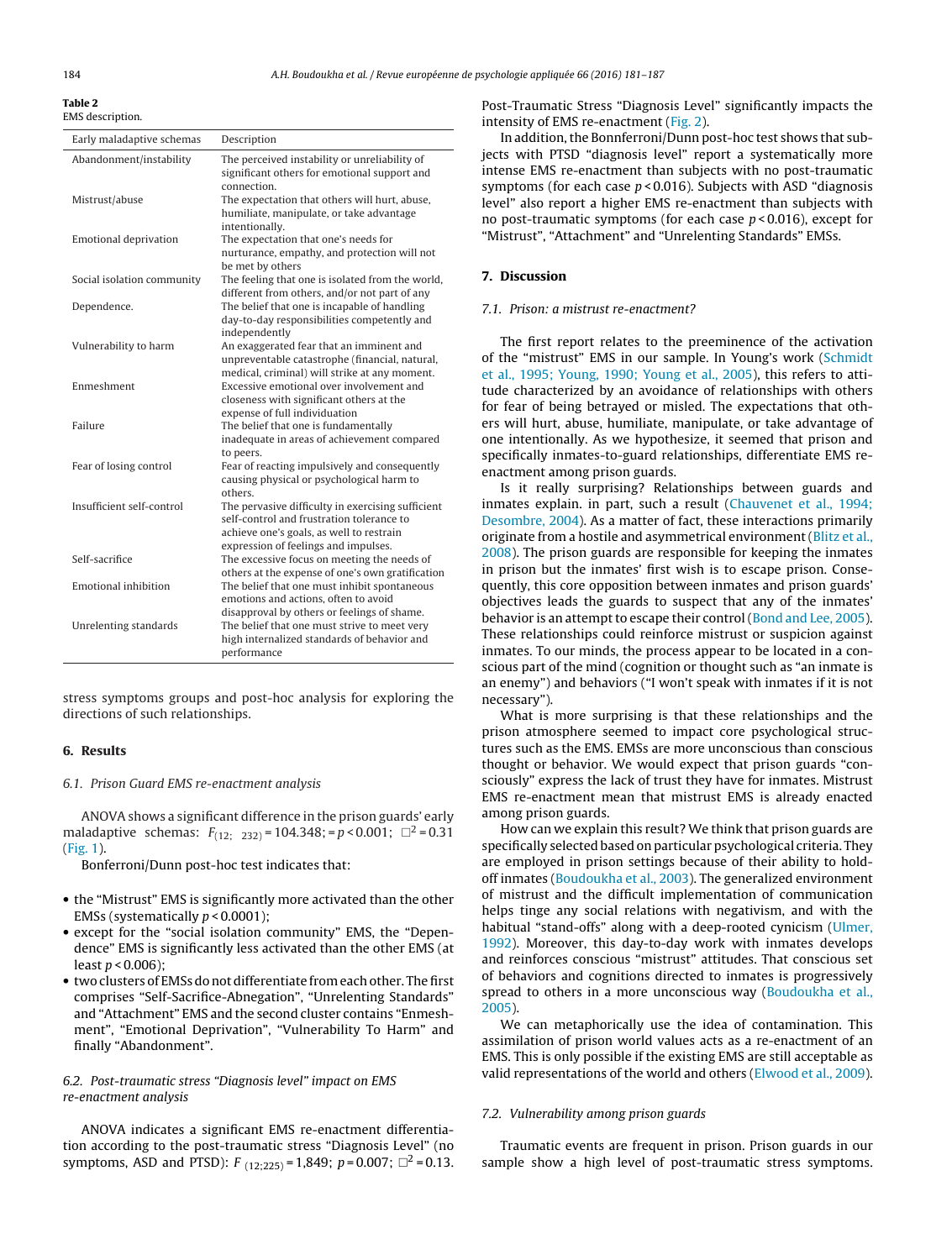**Table 2**
EMS description.

| Early maladaptive schemas | Description |
|---|---|
| Abandonment/instability | The perceived instability or unreliability of significant others for emotional support and connection. |
| Mistrust/abuse | The expectation that others will hurt, abuse, humiliate, manipulate, or take advantage intentionally. |
| Emotional deprivation | The expectation that one's needs for nurturance, empathy, and protection will not be met by others |
| Social isolation community | The feeling that one is isolated from the world, different from others, and/or not part of any |
| Dependence. | The belief that one is incapable of handling day-to-day responsibilities competently and independently |
| Vulnerability to harm | An exaggerated fear that an imminent and unpreventable catastrophe (financial, natural, medical, criminal) will strike at any moment. |
| Enmeshment | Excessive emotional over involvement and closeness with significant others at the expense of full individuation |
| Failure | The belief that one is fundamentally inadequate in areas of achievement compared to peers. |
| Fear of losing control | Fear of reacting impulsively and consequently causing physical or psychological harm to others. |
| Insufficient self-control | The pervasive difficulty in exercising sufficient self-control and frustration tolerance to achieve one's goals, as well to restrain expression of feelings and impulses. |
| Self-sacrifice | The excessive focus on meeting the needs of others at the expense of one's own gratification |
| Emotional inhibition | The belief that one must inhibit spontaneous emotions and actions, often to avoid disapproval by others or feelings of shame. |
| Unrelenting standards | The belief that one must strive to meet very high internalized standards of behavior and performance |

stress symptoms groups and post-hoc analysis for exploring the directions of such relationships.

## 6. Results

### 6.1. Prison Guard EMS re-enactment analysis

ANOVA shows a significant difference in the prison guards' early maladaptive schemas: $F_{(12;\ 232)} = 104.348; = p < 0.001;\ \square^2 = 0.31$ (Fig. 1).

Bonferroni/Dunn post-hoc test indicates that:

- the "Mistrust" EMS is significantly more activated than the other EMSs (systematically $p < 0.0001$);
- except for the "social isolation community" EMS, the "Dependence" EMS is significantly less activated than the other EMS (at least $p < 0.006$);
- two clusters of EMSs do not differentiate from each other. The first comprises "Self-Sacrifice-Abnegation", "Unrelenting Standards" and "Attachment" EMS and the second cluster contains "Enmeshment", "Emotional Deprivation", "Vulnerability To Harm" and finally "Abandonment".

### 6.2. Post-traumatic stress "Diagnosis level" impact on EMS re-enactment analysis

ANOVA indicates a significant EMS re-enactment differentiation according to the post-traumatic stress "Diagnosis Level" (no symptoms, ASD and PTSD): $F_{(12;225)} = 1{,}849;\ p = 0.007;\ \square^2 = 0.13$. Post-Traumatic Stress "Diagnosis Level" significantly impacts the intensity of EMS re-enactment (Fig. 2).

In addition, the Bonnferroni/Dunn post-hoc test shows that subjects with PTSD "diagnosis level" report a systematically more intense EMS re-enactment than subjects with no post-traumatic symptoms (for each case $p < 0.016$). Subjects with ASD "diagnosis level" also report a higher EMS re-enactment than subjects with no post-traumatic symptoms (for each case $p < 0.016$), except for "Mistrust", "Attachment" and "Unrelenting Standards" EMSs.

## 7. Discussion

### 7.1. Prison: a mistrust re-enactment?

The first report relates to the preeminence of the activation of the "mistrust" EMS in our sample. In Young's work (Schmidt et al., 1995; Young, 1990; Young et al., 2005), this refers to attitude characterized by an avoidance of relationships with others for fear of being betrayed or misled. The expectations that others will hurt, abuse, humiliate, manipulate, or take advantage of one intentionally. As we hypothesize, it seemed that prison and specifically inmates-to-guard relationships, differentiate EMS re-enactment among prison guards.

Is it really surprising? Relationships between guards and inmates explain. in part, such a result (Chauvenet et al., 1994; Desombre, 2004). As a matter of fact, these interactions primarily originate from a hostile and asymmetrical environment (Blitz et al., 2008). The prison guards are responsible for keeping the inmates in prison but the inmates' first wish is to escape prison. Consequently, this core opposition between inmates and prison guards' objectives leads the guards to suspect that any of the inmates' behavior is an attempt to escape their control (Bond and Lee, 2005). These relationships could reinforce mistrust or suspicion against inmates. To our minds, the process appear to be located in a conscious part of the mind (cognition or thought such as "an inmate is an enemy") and behaviors ("I won't speak with inmates if it is not necessary").

What is more surprising is that these relationships and the prison atmosphere seemed to impact core psychological structures such as the EMS. EMSs are more unconscious than conscious thought or behavior. We would expect that prison guards "consciously" express the lack of trust they have for inmates. Mistrust EMS re-enactment mean that mistrust EMS is already enacted among prison guards.

How can we explain this result? We think that prison guards are specifically selected based on particular psychological criteria. They are employed in prison settings because of their ability to hold-off inmates (Boudoukha et al., 2003). The generalized environment of mistrust and the difficult implementation of communication helps tinge any social relations with negativism, and with the habitual "stand-offs" along with a deep-rooted cynicism (Ulmer, 1992). Moreover, this day-to-day work with inmates develops and reinforces conscious "mistrust" attitudes. That conscious set of behaviors and cognitions directed to inmates is progressively spread to others in a more unconscious way (Boudoukha et al., 2005).

We can metaphorically use the idea of contamination. This assimilation of prison world values acts as a re-enactment of an EMS. This is only possible if the existing EMS are still acceptable as valid representations of the world and others (Elwood et al., 2009).

### 7.2. Vulnerability among prison guards

Traumatic events are frequent in prison. Prison guards in our sample show a high level of post-traumatic stress symptoms.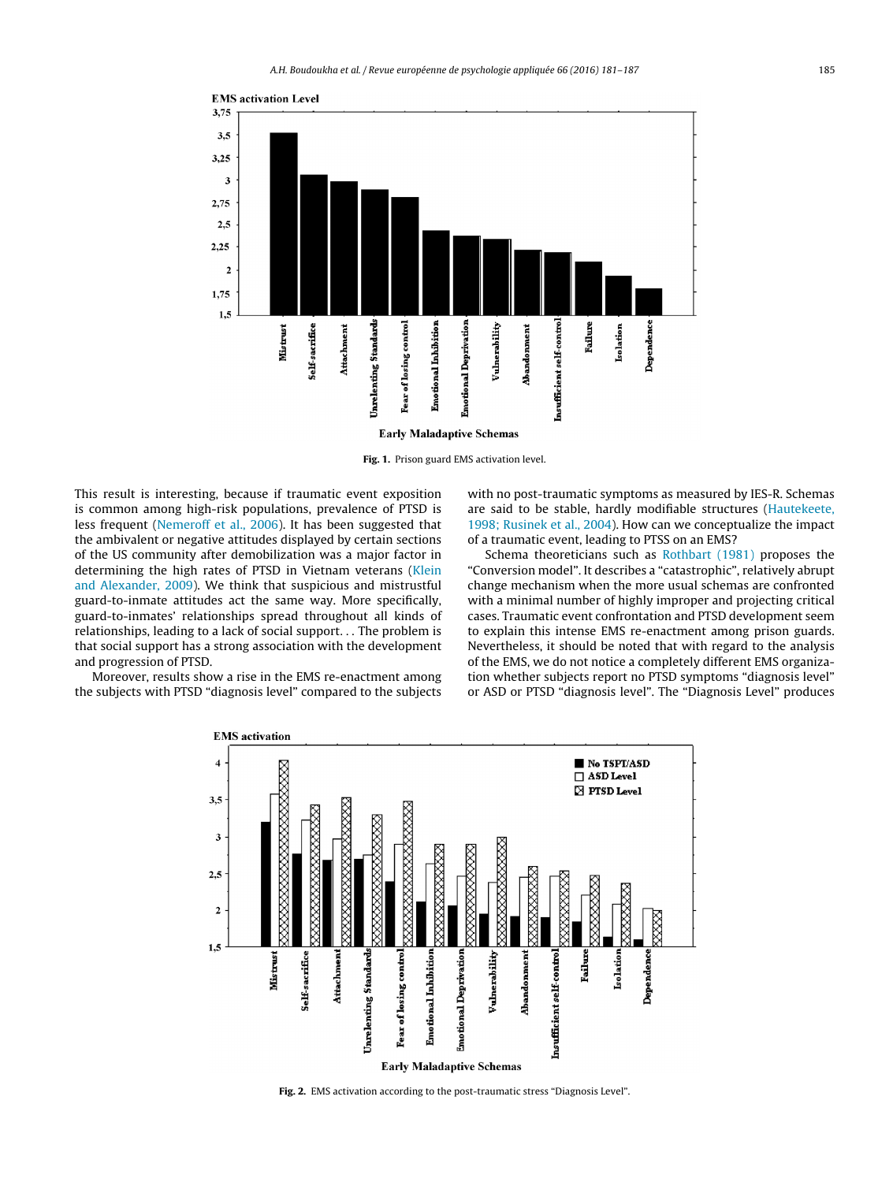Fig. 1. Prison guard EMS activation level.

This result is interesting, because if traumatic event exposition is common among high-risk populations, prevalence of PTSD is less frequent (Nemeroff et al., 2006). It has been suggested that the ambivalent or negative attitudes displayed by certain sections of the US community after demobilization was a major factor in determining the high rates of PTSD in Vietnam veterans (Klein and Alexander, 2009). We think that suspicious and mistrustful guard-to-inmate attitudes act the same way. More specifically, guard-to-inmates' relationships spread throughout all kinds of relationships, leading to a lack of social support... The problem is that social support has a strong association with the development and progression of PTSD.

Moreover, results show a rise in the EMS re-enactment among the subjects with PTSD "diagnosis level" compared to the subjects with no post-traumatic symptoms as measured by IES-R. Schemas are said to be stable, hardly modifiable structures (Hautekeete, 1998; Rusinek et al., 2004). How can we conceptualize the impact of a traumatic event, leading to PTSS on an EMS?

Schema theoreticians such as Rothbart (1981) proposes the "Conversion model". It describes a "catastrophic", relatively abrupt change mechanism when the more usual schemas are confronted with a minimal number of highly improper and projecting critical cases. Traumatic event confrontation and PTSD development seem to explain this intense EMS re-enactment among prison guards. Nevertheless, it should be noted that with regard to the analysis of the EMS, we do not notice a completely different EMS organization whether subjects report no PTSD symptoms "diagnosis level" or ASD or PTSD "diagnosis level". The "Diagnosis Level" produces

Fig. 2. EMS activation according to the post-traumatic stress "Diagnosis Level".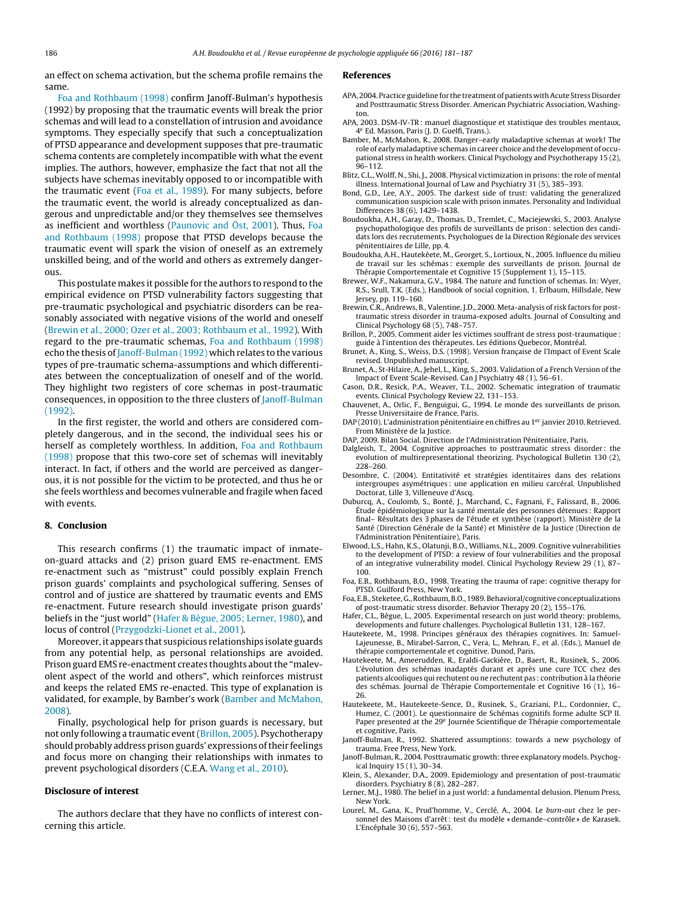an effect on schema activation, but the schema profile remains the same.

Foa and Rothbaum (1998) confirm Janoff-Bulman's hypothesis (1992) by proposing that the traumatic events will break the prior schemas and will lead to a constellation of intrusion and avoidance symptoms. They especially specify that such a conceptualization of PTSD appearance and development supposes that pre-traumatic schema contents are completely incompatible with what the event implies. The authors, however, emphasize the fact that not all the subjects have schemas inevitably opposed to or incompatible with the traumatic event (Foa et al., 1989). For many subjects, before the traumatic event, the world is already conceptualized as dangerous and unpredictable and/or they themselves see themselves as inefficient and worthless (Paunovic and Öst, 2001). Thus, Foa and Rothbaum (1998) propose that PTSD develops because the traumatic event will spark the vision of oneself as an extremely unskilled being, and of the world and others as extremely dangerous.

This postulate makes it possible for the authors to respond to the empirical evidence on PTSD vulnerability factors suggesting that pre-traumatic psychological and psychiatric disorders can be reasonably associated with negative visions of the world and oneself (Brewin et al., 2000; Ozer et al., 2003; Rothbaum et al., 1992). With regard to the pre-traumatic schemas, Foa and Rothbaum (1998) echo the thesis of Janoff-Bulman (1992) which relates to the various types of pre-traumatic schema-assumptions and which differentiates between the conceptualization of oneself and of the world. They highlight two registers of core schemas in post-traumatic consequences, in opposition to the three clusters of Janoff-Bulman (1992).

In the first register, the world and others are considered completely dangerous, and in the second, the individual sees his or herself as completely worthless. In addition, Foa and Rothbaum (1998) propose that this two-core set of schemas will inevitably interact. In fact, if others and the world are perceived as dangerous, it is not possible for the victim to be protected, and thus he or she feels worthless and becomes vulnerable and fragile when faced with events.

## 8. Conclusion

This research confirms (1) the traumatic impact of inmate-on-guard attacks and (2) prison guard EMS re-enactment. EMS re-enactment such as "mistrust" could possibly explain French prison guards' complaints and psychological suffering. Senses of control and of justice are shattered by traumatic events and EMS re-enactment. Future research should investigate prison guards' beliefs in the "just world" (Hafer & Bègue, 2005; Lerner, 1980), and locus of control (Przygodzki-Lionet et al., 2001).

Moreover, it appears that suspicious relationships isolate guards from any potential help, as personal relationships are avoided. Prison guard EMS re-enactment creates thoughts about the "malevolent aspect of the world and others", which reinforces mistrust and keeps the related EMS re-enacted. This type of explanation is validated, for example, by Bamber's work (Bamber and McMahon, 2008).

Finally, psychological help for prison guards is necessary, but not only following a traumatic event (Brillon, 2005). Psychotherapy should probably address prison guards' expressions of their feelings and focus more on changing their relationships with inmates to prevent psychological disorders (C.E.A. Wang et al., 2010).

## Disclosure of interest

The authors declare that they have no conflicts of interest concerning this article.

## References

APA, 2004. Practice guideline for the treatment of patients with Acute Stress Disorder and Posttraumatic Stress Disorder. American Psychiatric Association, Washington.

APA, 2003. DSM-IV-TR : manuel diagnostique et statistique des troubles mentaux, 4e Ed. Masson, Paris (J. D. Guelfi, Trans.).

Bamber, M., McMahon, R., 2008. Danger–early maladaptive schemas at work! The role of early maladaptive schemas in career choice and the development of occupational stress in health workers. Clinical Psychology and Psychotherapy 15 (2), 96–112.

Blitz, C.L., Wolff, N., Shi, J., 2008. Physical victimization in prisons: the role of mental illness. International Journal of Law and Psychiatry 31 (5), 385–393.

Bond, C.D., Lee, A.Y., 2005. The darkest side of trust: validating the generalized communication suspicion scale with prison inmates. Personality and Individual Differences 38 (6), 1429–1438.

Boudoukha, A.H., Garay, D., Thomas, D., Tremlet, C., Maciejewski, S., 2003. Analyse psychopathologique des profils de surveillants de prison : selection des candidats lors des recrutements. Psychologues de la Direction Régionale des services pénitentiaires de Lille, pp. 4.

Boudoukha, A.H., Hautekèete, M., Georget, S., Lortioux, N., 2005. Influence du milieu de travail sur les schémas : exemple des surveillants de prison. Journal de Thérapie Comportementale et Cognitive 15 (Supplement 1), 15–115.

Brewer, W.F., Nakamura, G.V., 1984. The nature and function of schemas. In: Wyer, R.S., Srull, T.K. (Eds.), Handbook of social cognition, 1. Erlbaum, Hillsdale, New Jersey, pp. 119–160.

Brewin, C.R., Andrews, B., Valentine, J.D., 2000. Meta-analysis of risk factors for post-traumatic stress disorder in trauma-exposed adults. Journal of Consulting and Clinical Psychology 68 (5), 748–757.

Brillon, P., 2005. Comment aider les victimes souffrant de stress post-traumatique : guide à l'intention des thérapeutes. Les éditions Quebecor, Montréal.

Brunet, A., King, S., Weiss, D.S. (1998). Version française de l'Impact of Event Scale revised. Unpublished manuscript.

Brunet, A., St-Hilaire, A., Jehel, L., King, S., 2003. Validation of a French Version of the Impact of Event Scale-Revised. Can J Psychiatry 48 (1), 56–61.

Cason, D.R., Resick, P.A., Weaver, T.L., 2002. Schematic integration of traumatic events. Clinical Psychology Review 22, 131–153.

Chauvenet, A., Orlic, F., Benguigui, G., 1994. Le monde des surveillants de prison. Presse Universitaire de France, Paris.

DAP (2010). L'administration pénitentiaire en chiffres au 1er janvier 2010. Retrieved. From Ministère de la Justice.

DAP, 2009. Bilan Social. Direction de l'Administration Pénitentiaire, Paris.

Dalgleish, T., 2004. Cognitive approaches to posttraumatic stress disorder: the evolution of multirepresentational theorizing. Psychological Bulletin 130 (2), 228–260.

Desombre, C. (2004). Entitativité et stratégies identitaires dans des relations intergroupes asymétriques : une application en milieu carcéral. Unpublished Doctorat, Lille 3, Villeneuve d'Ascq.

Duburcq, A., Coulomb, S., Bonté, J., Marchand, C., Fagnani, F., Falissard, B., 2006. Étude épidémiologique sur la santé mentale des personnes détenues : Rapport final– Résultats des 3 phases de l'étude et synthèse (rapport). Ministère de la Santé (Direction Générale de la Santé) et Ministère de la Justice (Direction de l'Administration Pénitentiaire), Paris.

Elwood, L.S., Hahn, K.S., Olatunji, B.O., Williams, N.L., 2009. Cognitive vulnerabilities to the development of PTSD: a review of four vulnerabilities and the proposal of an integrative vulnerability model. Clinical Psychology Review 29 (1), 87–100.

Foa, E.B., Rothbaum, B.O., 1998. Treating the trauma of rape: cognitive therapy for PTSD. Guilford Press, New York.

Foa, E.B., Steketee, G., Rothbaum, B.O., 1989. Behavioral/cognitive conceptualizations of post-traumatic stress disorder. Behavior Therapy 20 (2), 155–176.

Hafer, C.L., Bègue, L., 2005. Experimental research on just world theory: problems, developments and future challenges. Psychological Bulletin 131, 128–167.

Hautekeete, M., 1998. Principes généraux des thérapies cognitives. In: Samuel-Lajeunesse, B., Mirabel-Sarron, C., Vera, L., Mehran, F., et al. (Eds.), Manuel de thérapie comportementale et cognitive. Dunod, Paris.

Hautekeete, M., Ameerudden, R., Eraldi-Gackière, D., Baert, R., Rusinek, S., 2006. L'évolution des schémas inadaptés durant et après une cure TCC chez des patients alcooliques qui rechutent ou ne rechutent pas : contribution à la théorie des schémas. Journal de Thérapie Comportementale et Cognitive 16 (1), 16–26.

Hautekeete, M., Hautekeete-Sence, D., Rusinek, S., Graziani, P.L., Cordonnier, C., Humez, C. (2001). Le questionnaire de Schémas cognitifs forme adulte SCP II. Paper presented at the 29e Journée Scientifique de Thérapie comportementale et cognitive, Paris.

Janoff-Bulman, R., 1992. Shattered assumptions: towards a new psychology of trauma. Free Press, New York.

Janoff-Bulman, R., 2004. Posttraumatic growth: three explanatory models. Psychogical Inquiry 15 (1), 30–34.

Klein, S., Alexander, D.A., 2009. Epidemiology and presentation of post-traumatic disorders. Psychiatry 8 (8), 282–287.

Lerner, M.J., 1980. The belief in a just world: a fundamental delusion. Plenum Press, New York.

Lourel, M., Gana, K., Prud'homme, V., Cerclé, A., 2004. Le *burn-out* chez le personnel des Maisons d'arrêt : test du modèle « demande–contrôle » de Karasek. L'Encéphale 30 (6), 557–563.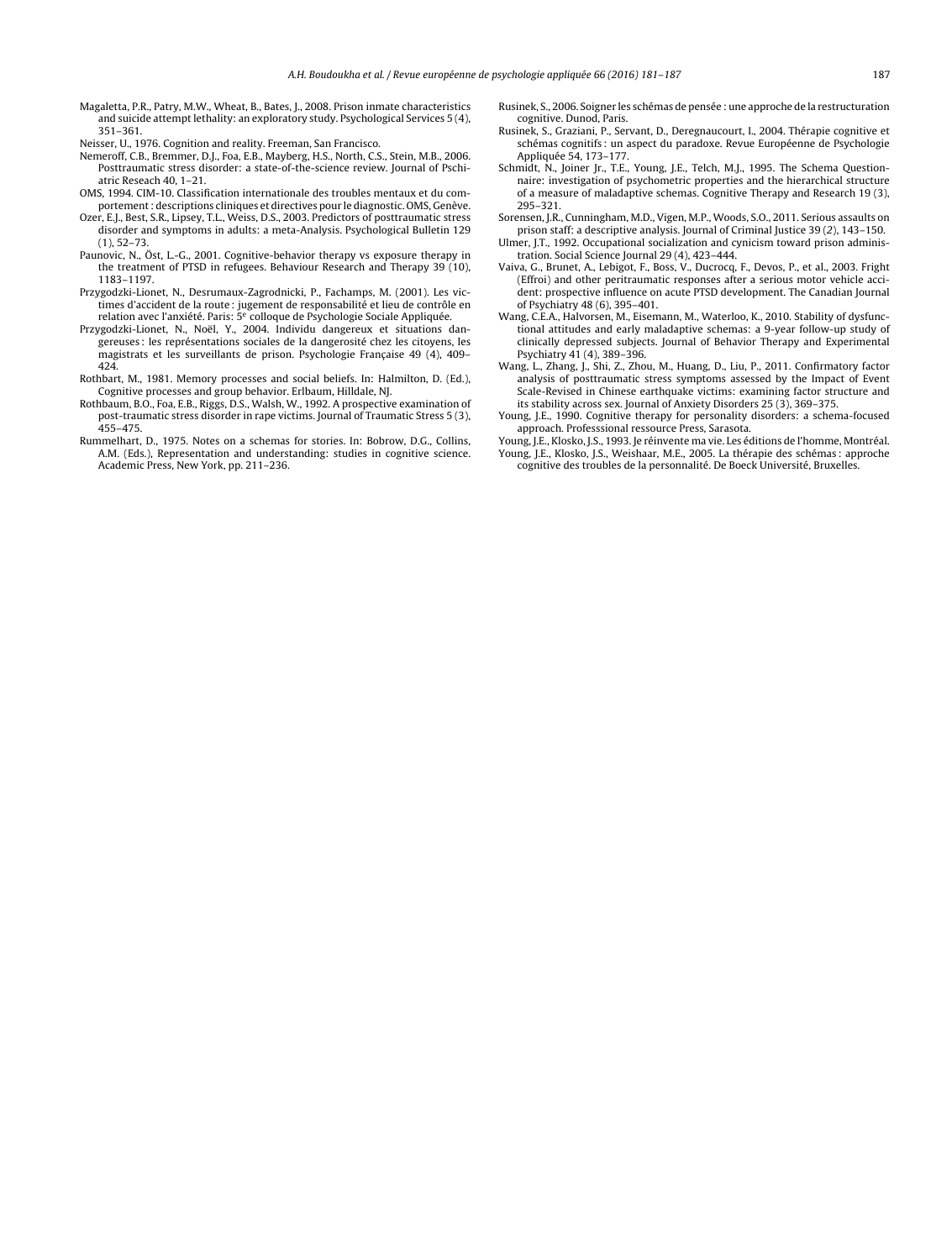Magaletta, P.R., Patry, M.W., Wheat, B., Bates, J., 2008. Prison inmate characteristics and suicide attempt lethality: an exploratory study. Psychological Services 5 (4), 351–361.

Neisser, U., 1976. Cognition and reality. Freeman, San Francisco.

Nemeroff, C.B., Bremmer, D.J., Foa, E.B., Mayberg, H.S., North, C.S., Stein, M.B., 2006. Posttraumatic stress disorder: a state-of-the-science review. Journal of Pschiatric Reseach 40, 1–21.

OMS, 1994. CIM-10. Classification internationale des troubles mentaux et du comportement : descriptions cliniques et directives pour le diagnostic. OMS, Genève.

Ozer, E.J., Best, S.R., Lipsey, T.L., Weiss, D.S., 2003. Predictors of posttraumatic stress disorder and symptoms in adults: a meta-Analysis. Psychological Bulletin 129 (1), 52–73.

Paunovic, N., Öst, L.-G., 2001. Cognitive-behavior therapy vs exposure therapy in the treatment of PTSD in refugees. Behaviour Research and Therapy 39 (10), 1183–1197.

Przygodzki-Lionet, N., Desrumaux-Zagrodnicki, P., Fachamps, M. (2001). Les victimes d'accident de la route : jugement de responsabilité et lieu de contrôle en relation avec l'anxiété. Paris: 5e colloque de Psychologie Sociale Appliquée.

Przygodzki-Lionet, N., Noël, Y., 2004. Individu dangereux et situations dangereuses : les représentations sociales de la dangerosité chez les citoyens, les magistrats et les surveillants de prison. Psychologie Française 49 (4), 409–424.

Rothbart, M., 1981. Memory processes and social beliefs. In: Halmilton, D. (Ed.), Cognitive processes and group behavior. Erlbaum, Hilldale, NJ.

Rothbaum, B.O., Foa, E.B., Riggs, D.S., Walsh, W., 1992. A prospective examination of post-traumatic stress disorder in rape victims. Journal of Traumatic Stress 5 (3), 455–475.

Rummelhart, D., 1975. Notes on a schemas for stories. In: Bobrow, D.G., Collins, A.M. (Eds.), Representation and understanding: studies in cognitive science. Academic Press, New York, pp. 211–236.

Rusinek, S., 2006. Soigner les schémas de pensée : une approche de la restructuration cognitive. Dunod, Paris.

Rusinek, S., Graziani, P., Servant, D., Deregnaucourt, I., 2004. Thérapie cognitive et schémas cognitifs : un aspect du paradoxe. Revue Européenne de Psychologie Appliquée 54, 173–177.

Schmidt, N., Joiner Jr., T.E., Young, J.E., Telch, M.J., 1995. The Schema Questionnaire: investigation of psychometric properties and the hierarchical structure of a measure of maladaptive schemas. Cognitive Therapy and Research 19 (3), 295–321.

Sorensen, J.R., Cunningham, M.D., Vigen, M.P., Woods, S.O., 2011. Serious assaults on prison staff: a descriptive analysis. Journal of Criminal Justice 39 (2), 143–150.

Ulmer, J.T., 1992. Occupational socialization and cynicism toward prison administration. Social Science Journal 29 (4), 423–444.

Vaiva, G., Brunet, A., Lebigot, F., Boss, V., Ducrocq, F., Devos, P., et al., 2003. Fright (Effroi) and other peritraumatic responses after a serious motor vehicle accident: prospective influence on acute PTSD development. The Canadian Journal of Psychiatry 48 (6), 395–401.

Wang, C.E.A., Halvorsen, M., Eisemann, M., Waterloo, K., 2010. Stability of dysfunctional attitudes and early maladaptive schemas: a 9-year follow-up study of clinically depressed subjects. Journal of Behavior Therapy and Experimental Psychiatry 41 (4), 389–396.

Wang, L., Zhang, J., Shi, Z., Zhou, M., Huang, D., Liu, P., 2011. Confirmatory factor analysis of posttraumatic stress symptoms assessed by the Impact of Event Scale-Revised in Chinese earthquake victims: examining factor structure and its stability across sex. Journal of Anxiety Disorders 25 (3), 369–375.

Young, J.E., 1990. Cognitive therapy for personality disorders: a schema-focused approach. Professsional ressource Press, Sarasota.

Young, J.E., Klosko, J.S., 1993. Je réinvente ma vie. Les éditions de l'homme, Montréal.

Young, J.E., Klosko, J.S., Weishaar, M.E., 2005. La thérapie des schémas : approche cognitive des troubles de la personnalité. De Boeck Université, Bruxelles.